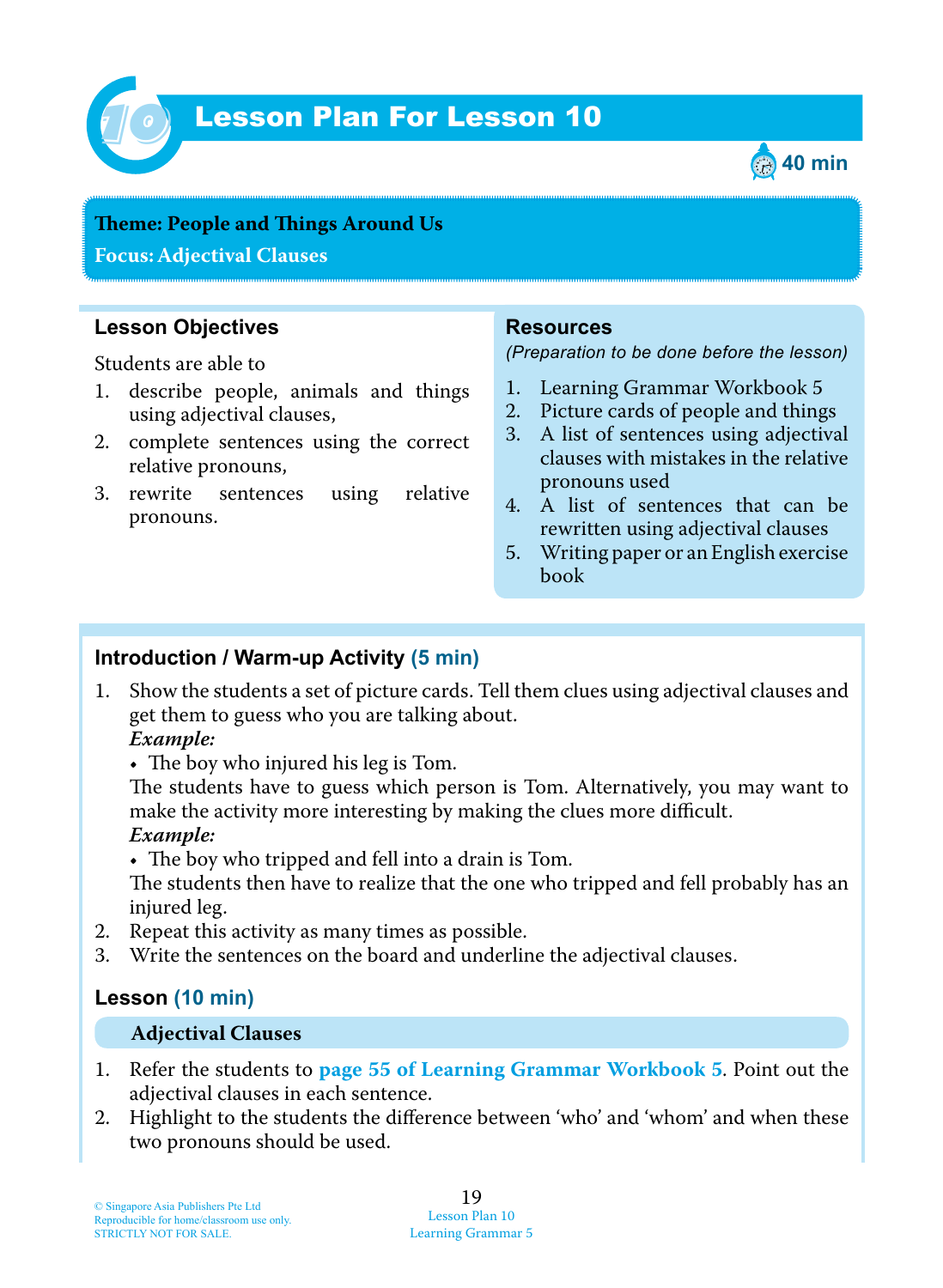# Lesson Plan For Lesson 10

40 min

**Theme: People and Things Around Us**

**Focus: Adjectival Clauses**

## Lesson Objectives

Students are able to

1. describe people, animals and things using adjectival clauses,
2. complete sentences using the correct relative pronouns,
3. rewrite sentences using relative pronouns.

## Resources

*(Preparation to be done before the lesson)*

1. Learning Grammar Workbook 5
2. Picture cards of people and things
3. A list of sentences using adjectival clauses with mistakes in the relative pronouns used
4. A list of sentences that can be rewritten using adjectival clauses
5. Writing paper or an English exercise book

## Introduction / Warm-up Activity (5 min)

1. Show the students a set of picture cards. Tell them clues using adjectival clauses and get them to guess who you are talking about.
   ***Example:***
   - The boy who injured his leg is Tom.

   The students have to guess which person is Tom. Alternatively, you may want to make the activity more interesting by making the clues more difficult.
   ***Example:***
   - The boy who tripped and fell into a drain is Tom.

   The students then have to realize that the one who tripped and fell probably has an injured leg.
2. Repeat this activity as many times as possible.
3. Write the sentences on the board and underline the adjectival clauses.

## Lesson (10 min)

### Adjectival Clauses

1. Refer the students to **page 55 of Learning Grammar Workbook 5**. Point out the adjectival clauses in each sentence.
2. Highlight to the students the difference between 'who' and 'whom' and when these two pronouns should be used.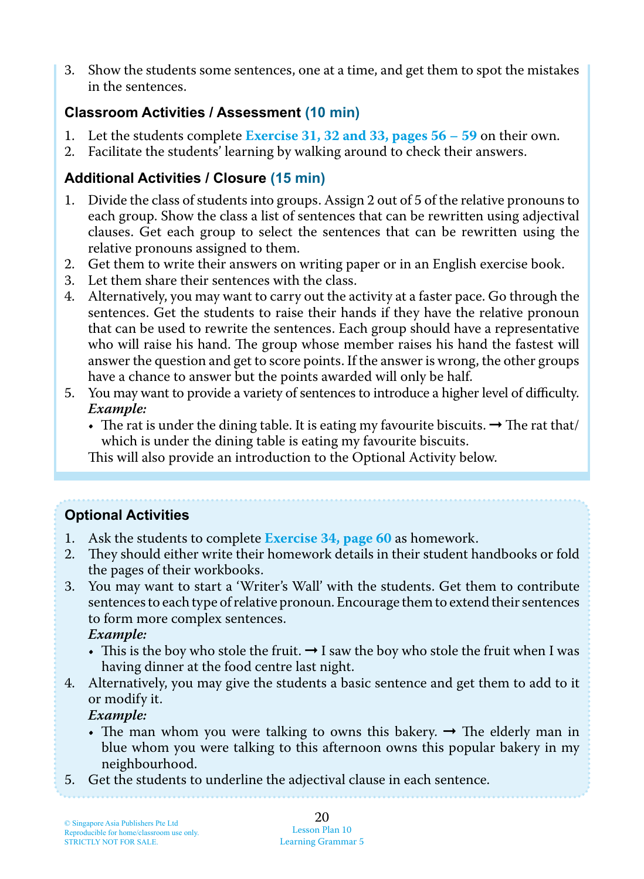3. Show the students some sentences, one at a time, and get them to spot the mistakes in the sentences.

### Classroom Activities / Assessment (10 min)

1. Let the students complete **Exercise 31, 32 and 33, pages 56 – 59** on their own.
2. Facilitate the students' learning by walking around to check their answers.

### Additional Activities / Closure (15 min)

1. Divide the class of students into groups. Assign 2 out of 5 of the relative pronouns to each group. Show the class a list of sentences that can be rewritten using adjectival clauses. Get each group to select the sentences that can be rewritten using the relative pronouns assigned to them.
2. Get them to write their answers on writing paper or in an English exercise book.
3. Let them share their sentences with the class.
4. Alternatively, you may want to carry out the activity at a faster pace. Go through the sentences. Get the students to raise their hands if they have the relative pronoun that can be used to rewrite the sentences. Each group should have a representative who will raise his hand. The group whose member raises his hand the fastest will answer the question and get to score points. If the answer is wrong, the other groups have a chance to answer but the points awarded will only be half.
5. You may want to provide a variety of sentences to introduce a higher level of difficulty.
   ***Example:***
   - The rat is under the dining table. It is eating my favourite biscuits. → The rat that/which is under the dining table is eating my favourite biscuits.

   This will also provide an introduction to the Optional Activity below.

### Optional Activities

1. Ask the students to complete **Exercise 34, page 60** as homework.
2. They should either write their homework details in their student handbooks or fold the pages of their workbooks.
3. You may want to start a 'Writer's Wall' with the students. Get them to contribute sentences to each type of relative pronoun. Encourage them to extend their sentences to form more complex sentences.
   ***Example:***
   - This is the boy who stole the fruit. → I saw the boy who stole the fruit when I was having dinner at the food centre last night.
4. Alternatively, you may give the students a basic sentence and get them to add to it or modify it.
   ***Example:***
   - The man whom you were talking to owns this bakery. → The elderly man in blue whom you were talking to this afternoon owns this popular bakery in my neighbourhood.
5. Get the students to underline the adjectival clause in each sentence.

© Singapore Asia Publishers Pte Ltd
Reproducible for home/classroom use only.
STRICTLY NOT FOR SALE.

Lesson Plan 10
Learning Grammar 5